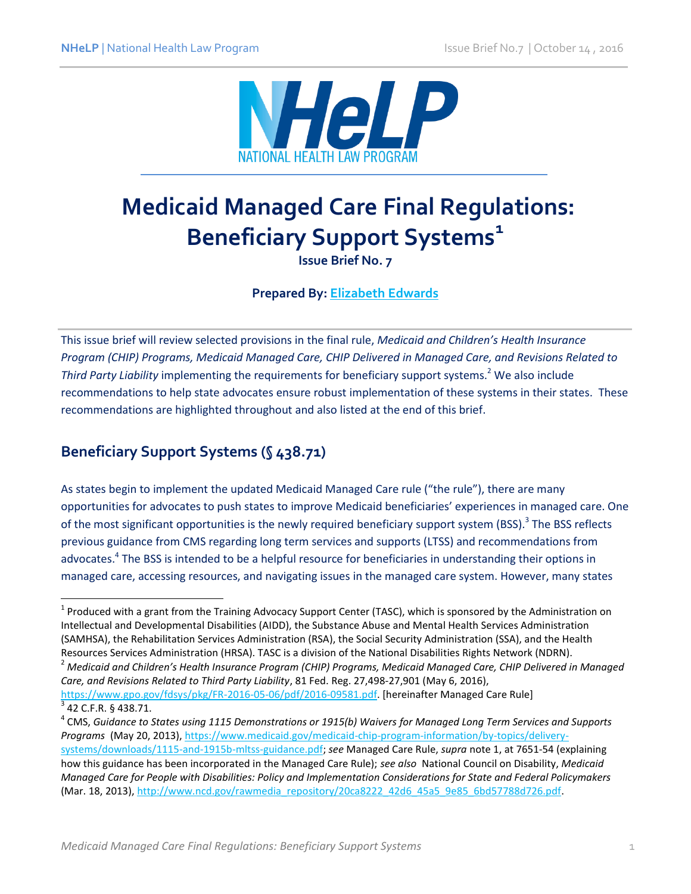# Medicaid Managed Care Final Regulations: Beneficiary Support Systems[1]

**Issue Brief No. 7**

**Prepared By: Elizabeth Edwards**

This issue brief will review selected provisions in the final rule, *Medicaid and Children's Health Insurance Program (CHIP) Programs, Medicaid Managed Care, CHIP Delivered in Managed Care, and Revisions Related to Third Party Liability* implementing the requirements for beneficiary support systems.[2] We also include recommendations to help state advocates ensure robust implementation of these systems in their states. These recommendations are highlighted throughout and also listed at the end of this brief.

## Beneficiary Support Systems (§ 438.71)

As states begin to implement the updated Medicaid Managed Care rule ("the rule"), there are many opportunities for advocates to push states to improve Medicaid beneficiaries' experiences in managed care. One of the most significant opportunities is the newly required beneficiary support system (BSS).[3] The BSS reflects previous guidance from CMS regarding long term services and supports (LTSS) and recommendations from advocates.[4] The BSS is intended to be a helpful resource for beneficiaries in understanding their options in managed care, accessing resources, and navigating issues in the managed care system. However, many states

---

[1] Produced with a grant from the Training Advocacy Support Center (TASC), which is sponsored by the Administration on Intellectual and Developmental Disabilities (AIDD), the Substance Abuse and Mental Health Services Administration (SAMHSA), the Rehabilitation Services Administration (RSA), the Social Security Administration (SSA), and the Health Resources Services Administration (HRSA). TASC is a division of the National Disabilities Rights Network (NDRN).

[2] *Medicaid and Children's Health Insurance Program (CHIP) Programs, Medicaid Managed Care, CHIP Delivered in Managed Care, and Revisions Related to Third Party Liability*, 81 Fed. Reg. 27,498-27,901 (May 6, 2016), https://www.gpo.gov/fdsys/pkg/FR-2016-05-06/pdf/2016-09581.pdf. [hereinafter Managed Care Rule]

[3] 42 C.F.R. § 438.71.

[4] CMS, *Guidance to States using 1115 Demonstrations or 1915(b) Waivers for Managed Long Term Services and Supports Programs* (May 20, 2013), https://www.medicaid.gov/medicaid-chip-program-information/by-topics/delivery-systems/downloads/1115-and-1915b-mltss-guidance.pdf; *see* Managed Care Rule, *supra* note 1, at 7651-54 (explaining how this guidance has been incorporated in the Managed Care Rule); *see also* National Council on Disability, *Medicaid Managed Care for People with Disabilities: Policy and Implementation Considerations for State and Federal Policymakers* (Mar. 18, 2013), http://www.ncd.gov/rawmedia_repository/20ca8222_42d6_45a5_9e85_6bd57788d726.pdf.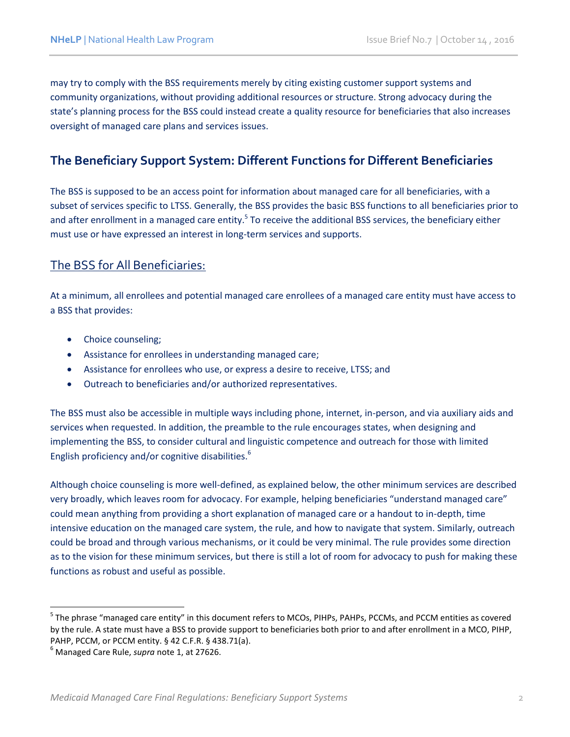may try to comply with the BSS requirements merely by citing existing customer support systems and community organizations, without providing additional resources or structure. Strong advocacy during the state's planning process for the BSS could instead create a quality resource for beneficiaries that also increases oversight of managed care plans and services issues.

## The Beneficiary Support System: Different Functions for Different Beneficiaries

The BSS is supposed to be an access point for information about managed care for all beneficiaries, with a subset of services specific to LTSS. Generally, the BSS provides the basic BSS functions to all beneficiaries prior to and after enrollment in a managed care entity.[5] To receive the additional BSS services, the beneficiary either must use or have expressed an interest in long-term services and supports.

### The BSS for All Beneficiaries:

At a minimum, all enrollees and potential managed care enrollees of a managed care entity must have access to a BSS that provides:

- Choice counseling;
- Assistance for enrollees in understanding managed care;
- Assistance for enrollees who use, or express a desire to receive, LTSS; and
- Outreach to beneficiaries and/or authorized representatives.

The BSS must also be accessible in multiple ways including phone, internet, in-person, and via auxiliary aids and services when requested. In addition, the preamble to the rule encourages states, when designing and implementing the BSS, to consider cultural and linguistic competence and outreach for those with limited English proficiency and/or cognitive disabilities.[6]

Although choice counseling is more well-defined, as explained below, the other minimum services are described very broadly, which leaves room for advocacy. For example, helping beneficiaries "understand managed care" could mean anything from providing a short explanation of managed care or a handout to in-depth, time intensive education on the managed care system, the rule, and how to navigate that system. Similarly, outreach could be broad and through various mechanisms, or it could be very minimal. The rule provides some direction as to the vision for these minimum services, but there is still a lot of room for advocacy to push for making these functions as robust and useful as possible.

---

[5] The phrase "managed care entity" in this document refers to MCOs, PIHPs, PAHPs, PCCMs, and PCCM entities as covered by the rule. A state must have a BSS to provide support to beneficiaries both prior to and after enrollment in a MCO, PIHP, PAHP, PCCM, or PCCM entity. § 42 C.F.R. § 438.71(a).

[6] Managed Care Rule, *supra* note 1, at 27626.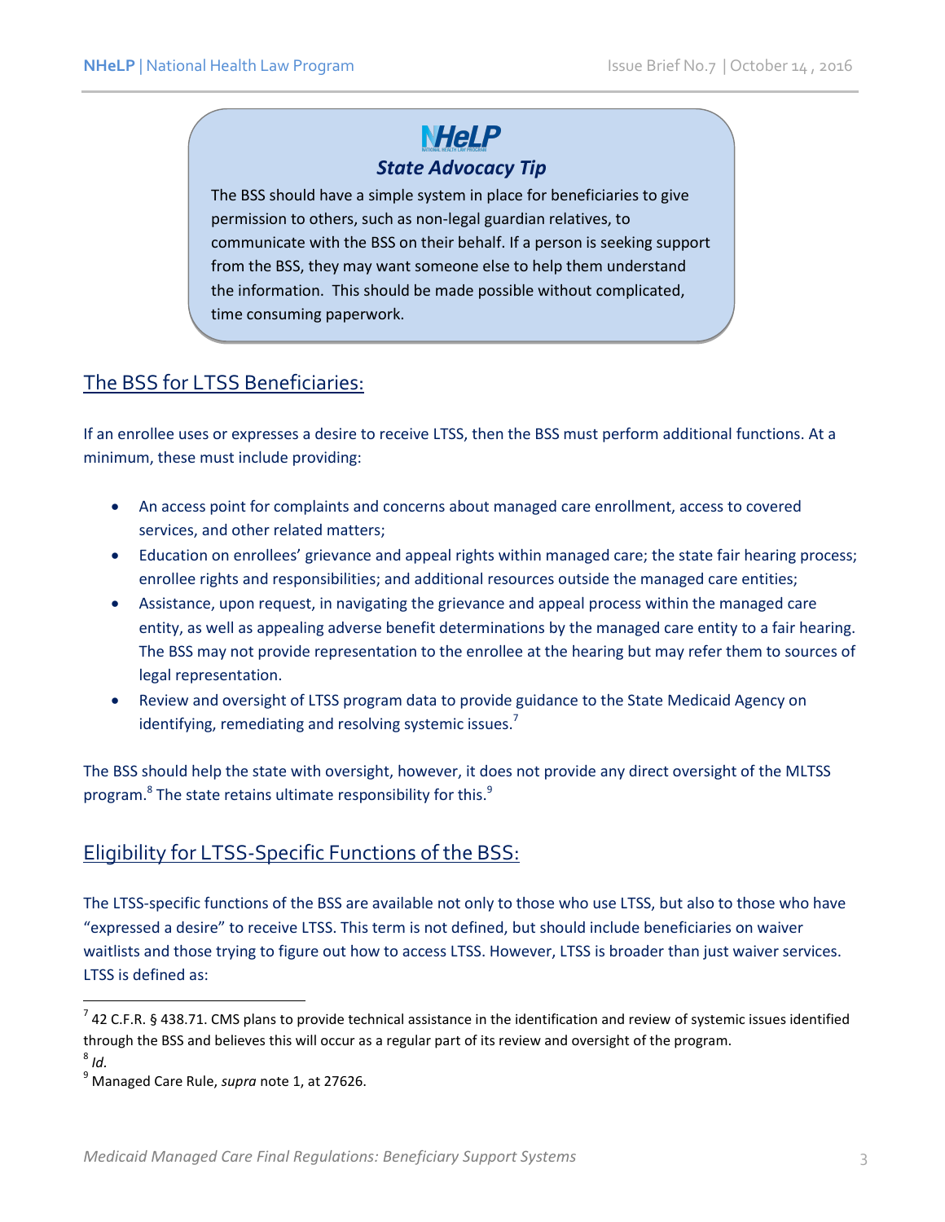**State Advocacy Tip**

The BSS should have a simple system in place for beneficiaries to give permission to others, such as non-legal guardian relatives, to communicate with the BSS on their behalf. If a person is seeking support from the BSS, they may want someone else to help them understand the information. This should be made possible without complicated, time consuming paperwork.

## The BSS for LTSS Beneficiaries:

If an enrollee uses or expresses a desire to receive LTSS, then the BSS must perform additional functions. At a minimum, these must include providing:

- An access point for complaints and concerns about managed care enrollment, access to covered services, and other related matters;
- Education on enrollees' grievance and appeal rights within managed care; the state fair hearing process; enrollee rights and responsibilities; and additional resources outside the managed care entities;
- Assistance, upon request, in navigating the grievance and appeal process within the managed care entity, as well as appealing adverse benefit determinations by the managed care entity to a fair hearing. The BSS may not provide representation to the enrollee at the hearing but may refer them to sources of legal representation.
- Review and oversight of LTSS program data to provide guidance to the State Medicaid Agency on identifying, remediating and resolving systemic issues.[7]

The BSS should help the state with oversight, however, it does not provide any direct oversight of the MLTSS program.[8] The state retains ultimate responsibility for this.[9]

## Eligibility for LTSS-Specific Functions of the BSS:

The LTSS-specific functions of the BSS are available not only to those who use LTSS, but also to those who have "expressed a desire" to receive LTSS. This term is not defined, but should include beneficiaries on waiver waitlists and those trying to figure out how to access LTSS. However, LTSS is broader than just waiver services. LTSS is defined as:

---

[7] 42 C.F.R. § 438.71. CMS plans to provide technical assistance in the identification and review of systemic issues identified through the BSS and believes this will occur as a regular part of its review and oversight of the program.

[8] *Id*.

[9] Managed Care Rule, *supra* note 1, at 27626.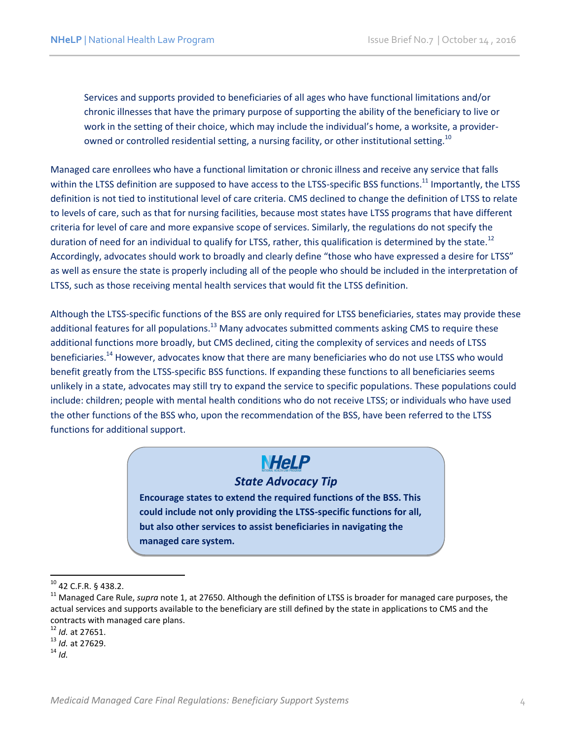> Services and supports provided to beneficiaries of all ages who have functional limitations and/or chronic illnesses that have the primary purpose of supporting the ability of the beneficiary to live or work in the setting of their choice, which may include the individual's home, a worksite, a provider-owned or controlled residential setting, a nursing facility, or other institutional setting.[10]

Managed care enrollees who have a functional limitation or chronic illness and receive any service that falls within the LTSS definition are supposed to have access to the LTSS-specific BSS functions.[11] Importantly, the LTSS definition is not tied to institutional level of care criteria. CMS declined to change the definition of LTSS to relate to levels of care, such as that for nursing facilities, because most states have LTSS programs that have different criteria for level of care and more expansive scope of services. Similarly, the regulations do not specify the duration of need for an individual to qualify for LTSS, rather, this qualification is determined by the state.[12] Accordingly, advocates should work to broadly and clearly define "those who have expressed a desire for LTSS" as well as ensure the state is properly including all of the people who should be included in the interpretation of LTSS, such as those receiving mental health services that would fit the LTSS definition.

Although the LTSS-specific functions of the BSS are only required for LTSS beneficiaries, states may provide these additional features for all populations.[13] Many advocates submitted comments asking CMS to require these additional functions more broadly, but CMS declined, citing the complexity of services and needs of LTSS beneficiaries.[14] However, advocates know that there are many beneficiaries who do not use LTSS who would benefit greatly from the LTSS-specific BSS functions. If expanding these functions to all beneficiaries seems unlikely in a state, advocates may still try to expand the service to specific populations. These populations could include: children; people with mental health conditions who do not receive LTSS; or individuals who have used the other functions of the BSS who, upon the recommendation of the BSS, have been referred to the LTSS functions for additional support.

> **NHeLP**
>
> ***State Advocacy Tip***
>
> **Encourage states to extend the required functions of the BSS. This could include not only providing the LTSS-specific functions for all, but also other services to assist beneficiaries in navigating the managed care system.**

---

[10] 42 C.F.R. § 438.2.

[11] Managed Care Rule, *supra* note 1, at 27650. Although the definition of LTSS is broader for managed care purposes, the actual services and supports available to the beneficiary are still defined by the state in applications to CMS and the contracts with managed care plans.

[12] *Id.* at 27651.

[13] *Id.* at 27629.

[14] *Id.*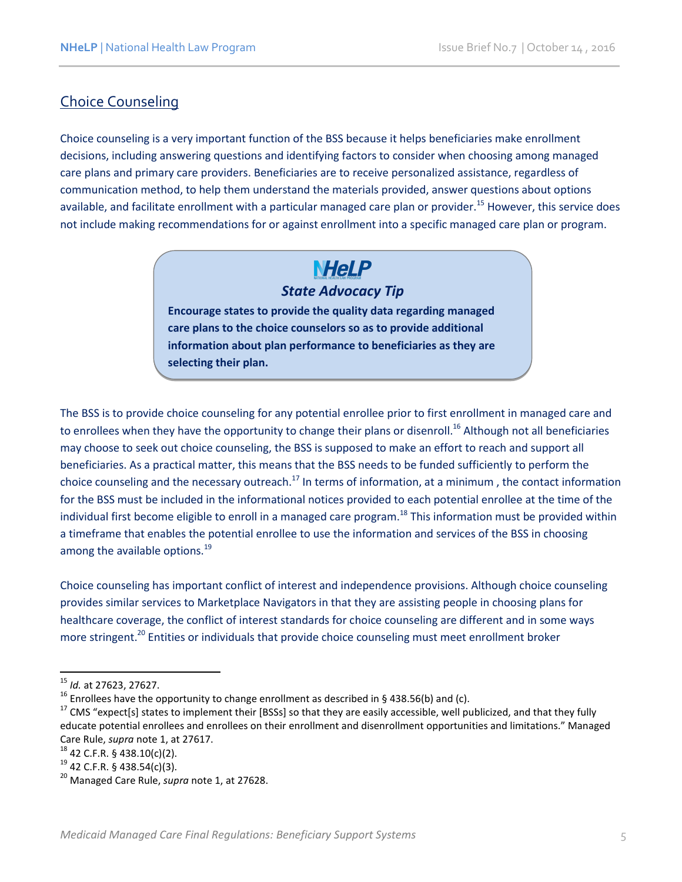## Choice Counseling

Choice counseling is a very important function of the BSS because it helps beneficiaries make enrollment decisions, including answering questions and identifying factors to consider when choosing among managed care plans and primary care providers. Beneficiaries are to receive personalized assistance, regardless of communication method, to help them understand the materials provided, answer questions about options available, and facilitate enrollment with a particular managed care plan or provider.[15] However, this service does not include making recommendations for or against enrollment into a specific managed care plan or program.

> **NHeLP**
>
> ***State Advocacy Tip***
>
> **Encourage states to provide the quality data regarding managed care plans to the choice counselors so as to provide additional information about plan performance to beneficiaries as they are selecting their plan.**

The BSS is to provide choice counseling for any potential enrollee prior to first enrollment in managed care and to enrollees when they have the opportunity to change their plans or disenroll.[16] Although not all beneficiaries may choose to seek out choice counseling, the BSS is supposed to make an effort to reach and support all beneficiaries. As a practical matter, this means that the BSS needs to be funded sufficiently to perform the choice counseling and the necessary outreach.[17] In terms of information, at a minimum , the contact information for the BSS must be included in the informational notices provided to each potential enrollee at the time of the individual first become eligible to enroll in a managed care program.[18] This information must be provided within a timeframe that enables the potential enrollee to use the information and services of the BSS in choosing among the available options.[19]

Choice counseling has important conflict of interest and independence provisions. Although choice counseling provides similar services to Marketplace Navigators in that they are assisting people in choosing plans for healthcare coverage, the conflict of interest standards for choice counseling are different and in some ways more stringent.[20] Entities or individuals that provide choice counseling must meet enrollment broker

---

[15] *Id.* at 27623, 27627.

[16] Enrollees have the opportunity to change enrollment as described in § 438.56(b) and (c).

[17] CMS "expect[s] states to implement their [BSSs] so that they are easily accessible, well publicized, and that they fully educate potential enrollees and enrollees on their enrollment and disenrollment opportunities and limitations." Managed Care Rule, *supra* note 1, at 27617.

[18] 42 C.F.R. § 438.10(c)(2).

[19] 42 C.F.R. § 438.54(c)(3).

[20] Managed Care Rule, *supra* note 1, at 27628.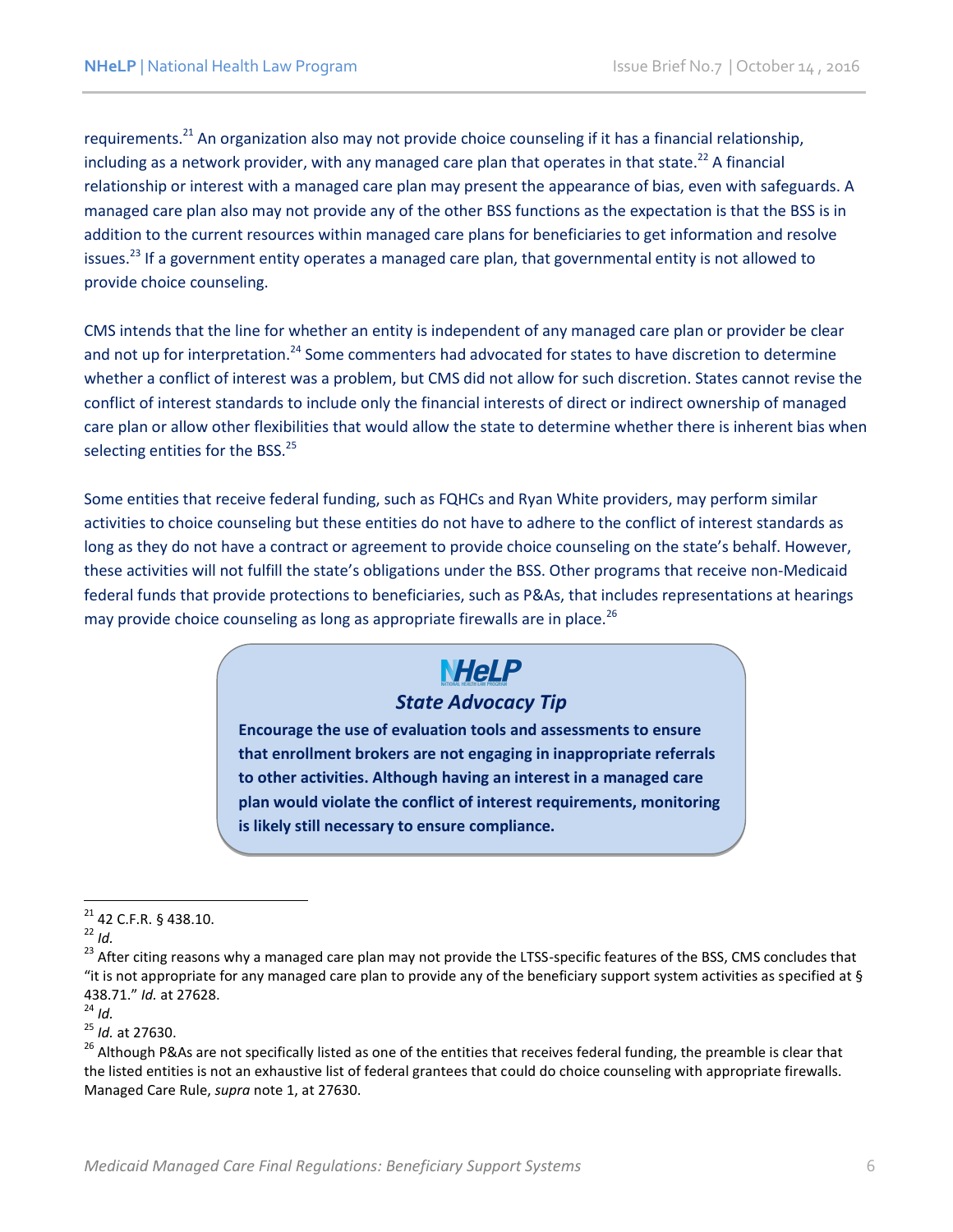requirements.[21] An organization also may not provide choice counseling if it has a financial relationship, including as a network provider, with any managed care plan that operates in that state.[22] A financial relationship or interest with a managed care plan may present the appearance of bias, even with safeguards. A managed care plan also may not provide any of the other BSS functions as the expectation is that the BSS is in addition to the current resources within managed care plans for beneficiaries to get information and resolve issues.[23] If a government entity operates a managed care plan, that governmental entity is not allowed to provide choice counseling.

CMS intends that the line for whether an entity is independent of any managed care plan or provider be clear and not up for interpretation.[24] Some commenters had advocated for states to have discretion to determine whether a conflict of interest was a problem, but CMS did not allow for such discretion. States cannot revise the conflict of interest standards to include only the financial interests of direct or indirect ownership of managed care plan or allow other flexibilities that would allow the state to determine whether there is inherent bias when selecting entities for the BSS.[25]

Some entities that receive federal funding, such as FQHCs and Ryan White providers, may perform similar activities to choice counseling but these entities do not have to adhere to the conflict of interest standards as long as they do not have a contract or agreement to provide choice counseling on the state's behalf. However, these activities will not fulfill the state's obligations under the BSS. Other programs that receive non-Medicaid federal funds that provide protections to beneficiaries, such as P&As, that includes representations at hearings may provide choice counseling as long as appropriate firewalls are in place.[26]

> **NHeLP**
>
> ***State Advocacy Tip***
>
> **Encourage the use of evaluation tools and assessments to ensure that enrollment brokers are not engaging in inappropriate referrals to other activities. Although having an interest in a managed care plan would violate the conflict of interest requirements, monitoring is likely still necessary to ensure compliance.**

---

[21] 42 C.F.R. § 438.10.

[22] *Id.*

[23] After citing reasons why a managed care plan may not provide the LTSS-specific features of the BSS, CMS concludes that "it is not appropriate for any managed care plan to provide any of the beneficiary support system activities as specified at § 438.71." *Id.* at 27628.

[24] *Id.*

[25] *Id.* at 27630.

[26] Although P&As are not specifically listed as one of the entities that receives federal funding, the preamble is clear that the listed entities is not an exhaustive list of federal grantees that could do choice counseling with appropriate firewalls. Managed Care Rule, *supra* note 1, at 27630.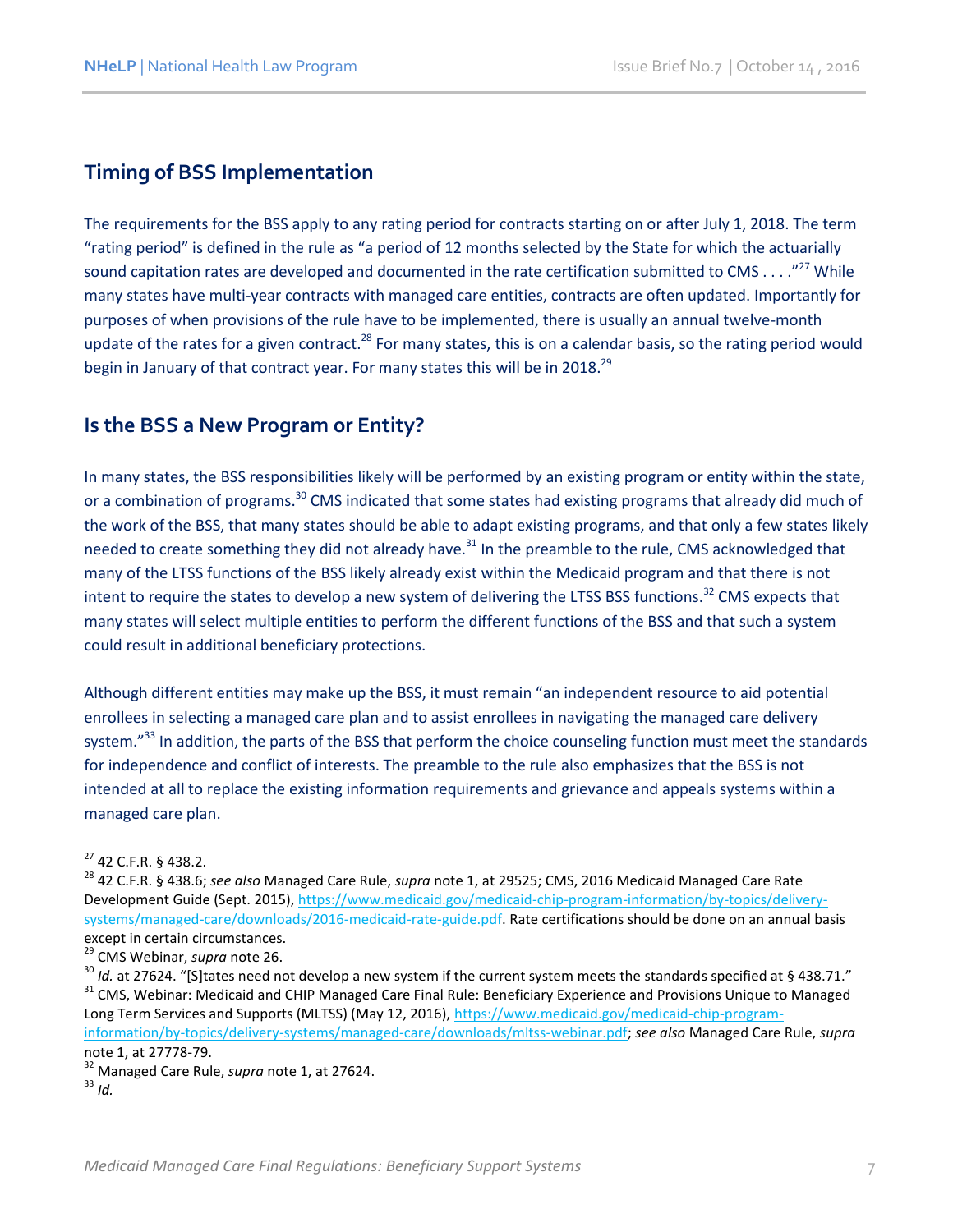## Timing of BSS Implementation

The requirements for the BSS apply to any rating period for contracts starting on or after July 1, 2018. The term "rating period" is defined in the rule as "a period of 12 months selected by the State for which the actuarially sound capitation rates are developed and documented in the rate certification submitted to CMS . . . ."[27] While many states have multi-year contracts with managed care entities, contracts are often updated. Importantly for purposes of when provisions of the rule have to be implemented, there is usually an annual twelve-month update of the rates for a given contract.[28] For many states, this is on a calendar basis, so the rating period would begin in January of that contract year. For many states this will be in 2018.[29]

## Is the BSS a New Program or Entity?

In many states, the BSS responsibilities likely will be performed by an existing program or entity within the state, or a combination of programs.[30] CMS indicated that some states had existing programs that already did much of the work of the BSS, that many states should be able to adapt existing programs, and that only a few states likely needed to create something they did not already have.[31] In the preamble to the rule, CMS acknowledged that many of the LTSS functions of the BSS likely already exist within the Medicaid program and that there is not intent to require the states to develop a new system of delivering the LTSS BSS functions.[32] CMS expects that many states will select multiple entities to perform the different functions of the BSS and that such a system could result in additional beneficiary protections.

Although different entities may make up the BSS, it must remain "an independent resource to aid potential enrollees in selecting a managed care plan and to assist enrollees in navigating the managed care delivery system."[33] In addition, the parts of the BSS that perform the choice counseling function must meet the standards for independence and conflict of interests. The preamble to the rule also emphasizes that the BSS is not intended at all to replace the existing information requirements and grievance and appeals systems within a managed care plan.

---

[27] 42 C.F.R. § 438.2.

[28] 42 C.F.R. § 438.6; *see also* Managed Care Rule, *supra* note 1, at 29525; CMS, 2016 Medicaid Managed Care Rate Development Guide (Sept. 2015), https://www.medicaid.gov/medicaid-chip-program-information/by-topics/delivery-systems/managed-care/downloads/2016-medicaid-rate-guide.pdf. Rate certifications should be done on an annual basis except in certain circumstances.

[29] CMS Webinar, *supra* note 26.

[30] *Id.* at 27624. "[S]tates need not develop a new system if the current system meets the standards specified at § 438.71."

[31] CMS, Webinar: Medicaid and CHIP Managed Care Final Rule: Beneficiary Experience and Provisions Unique to Managed Long Term Services and Supports (MLTSS) (May 12, 2016), https://www.medicaid.gov/medicaid-chip-program-information/by-topics/delivery-systems/managed-care/downloads/mltss-webinar.pdf; *see also* Managed Care Rule, *supra* note 1, at 27778-79.

[32] Managed Care Rule, *supra* note 1, at 27624.

[33] *Id.*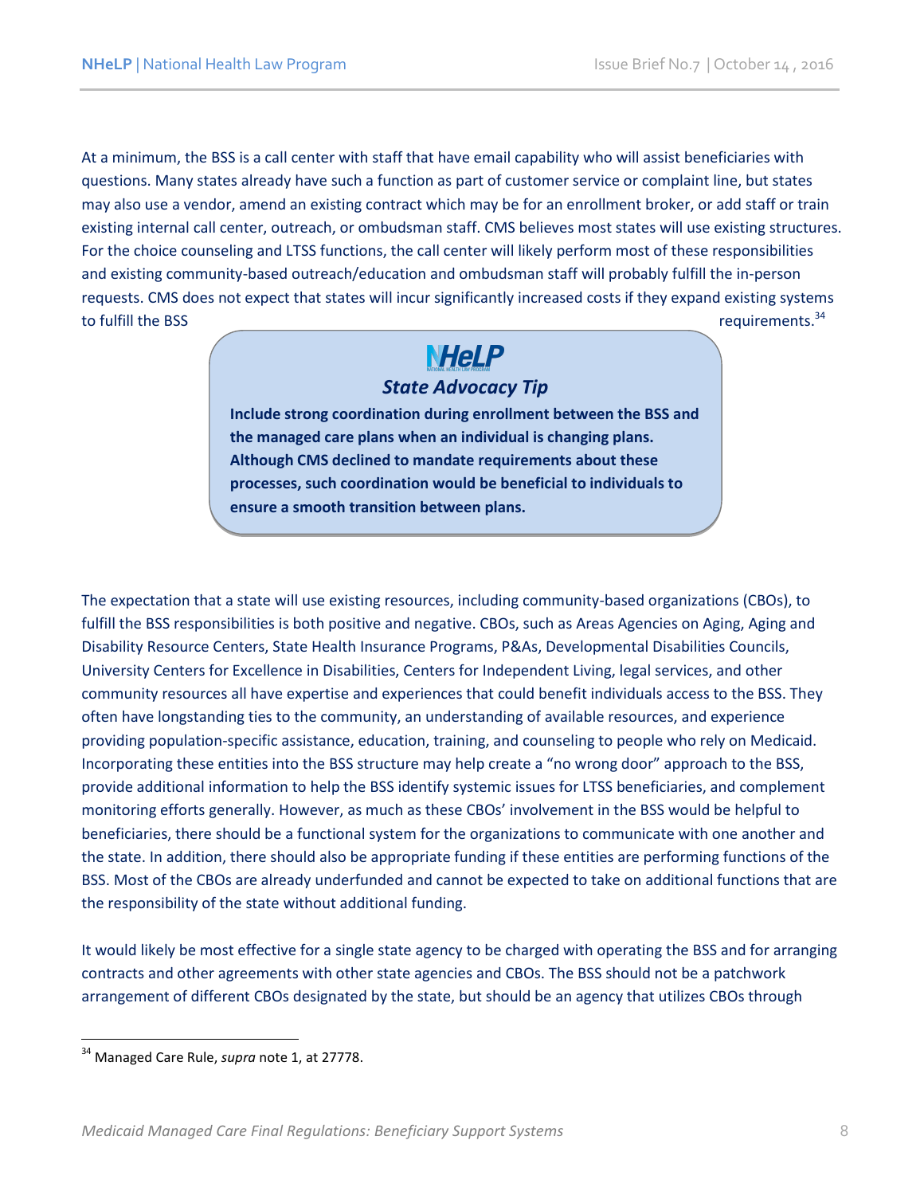At a minimum, the BSS is a call center with staff that have email capability who will assist beneficiaries with questions. Many states already have such a function as part of customer service or complaint line, but states may also use a vendor, amend an existing contract which may be for an enrollment broker, or add staff or train existing internal call center, outreach, or ombudsman staff. CMS believes most states will use existing structures. For the choice counseling and LTSS functions, the call center will likely perform most of these responsibilities and existing community-based outreach/education and ombudsman staff will probably fulfill the in-person requests. CMS does not expect that states will incur significantly increased costs if they expand existing systems to fulfill the BSS requirements.[34]

> **NHeLP**
>
> ***State Advocacy Tip***
>
> **Include strong coordination during enrollment between the BSS and the managed care plans when an individual is changing plans. Although CMS declined to mandate requirements about these processes, such coordination would be beneficial to individuals to ensure a smooth transition between plans.**

The expectation that a state will use existing resources, including community-based organizations (CBOs), to fulfill the BSS responsibilities is both positive and negative. CBOs, such as Areas Agencies on Aging, Aging and Disability Resource Centers, State Health Insurance Programs, P&As, Developmental Disabilities Councils, University Centers for Excellence in Disabilities, Centers for Independent Living, legal services, and other community resources all have expertise and experiences that could benefit individuals access to the BSS. They often have longstanding ties to the community, an understanding of available resources, and experience providing population-specific assistance, education, training, and counseling to people who rely on Medicaid. Incorporating these entities into the BSS structure may help create a "no wrong door" approach to the BSS, provide additional information to help the BSS identify systemic issues for LTSS beneficiaries, and complement monitoring efforts generally. However, as much as these CBOs' involvement in the BSS would be helpful to beneficiaries, there should be a functional system for the organizations to communicate with one another and the state. In addition, there should also be appropriate funding if these entities are performing functions of the BSS. Most of the CBOs are already underfunded and cannot be expected to take on additional functions that are the responsibility of the state without additional funding.

It would likely be most effective for a single state agency to be charged with operating the BSS and for arranging contracts and other agreements with other state agencies and CBOs. The BSS should not be a patchwork arrangement of different CBOs designated by the state, but should be an agency that utilizes CBOs through

[34] Managed Care Rule, *supra* note 1, at 27778.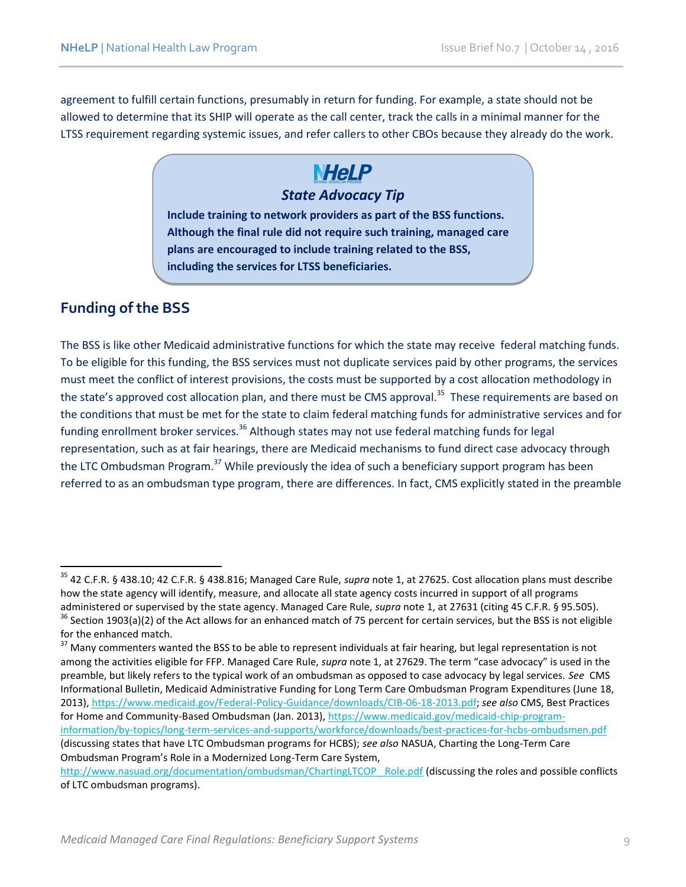agreement to fulfill certain functions, presumably in return for funding. For example, a state should not be allowed to determine that its SHIP will operate as the call center, track the calls in a minimal manner for the LTSS requirement regarding systemic issues, and refer callers to other CBOs because they already do the work.

> **NHeLP**
>
> ***State Advocacy Tip***
>
> **Include training to network providers as part of the BSS functions. Although the final rule did not require such training, managed care plans are encouraged to include training related to the BSS, including the services for LTSS beneficiaries.**

## Funding of the BSS

The BSS is like other Medicaid administrative functions for which the state may receive federal matching funds. To be eligible for this funding, the BSS services must not duplicate services paid by other programs, the services must meet the conflict of interest provisions, the costs must be supported by a cost allocation methodology in the state's approved cost allocation plan, and there must be CMS approval.[35] These requirements are based on the conditions that must be met for the state to claim federal matching funds for administrative services and for funding enrollment broker services.[36] Although states may not use federal matching funds for legal representation, such as at fair hearings, there are Medicaid mechanisms to fund direct case advocacy through the LTC Ombudsman Program.[37] While previously the idea of such a beneficiary support program has been referred to as an ombudsman type program, there are differences. In fact, CMS explicitly stated in the preamble

---

[35] 42 C.F.R. § 438.10; 42 C.F.R. § 438.816; Managed Care Rule, *supra* note 1, at 27625. Cost allocation plans must describe how the state agency will identify, measure, and allocate all state agency costs incurred in support of all programs administered or supervised by the state agency. Managed Care Rule, *supra* note 1, at 27631 (citing 45 C.F.R. § 95.505).

[36] Section 1903(a)(2) of the Act allows for an enhanced match of 75 percent for certain services, but the BSS is not eligible for the enhanced match.

[37] Many commenters wanted the BSS to be able to represent individuals at fair hearing, but legal representation is not among the activities eligible for FFP. Managed Care Rule, *supra* note 1, at 27629. The term "case advocacy" is used in the preamble, but likely refers to the typical work of an ombudsman as opposed to case advocacy by legal services. *See* CMS Informational Bulletin, Medicaid Administrative Funding for Long Term Care Ombudsman Program Expenditures (June 18, 2013), https://www.medicaid.gov/Federal-Policy-Guidance/downloads/CIB-06-18-2013.pdf; *see also* CMS, Best Practices for Home and Community-Based Ombudsman (Jan. 2013), https://www.medicaid.gov/medicaid-chip-program-information/by-topics/long-term-services-and-supports/workforce/downloads/best-practices-for-hcbs-ombudsmen.pdf (discussing states that have LTC Ombudsman programs for HCBS); *see also* NASUA, Charting the Long-Term Care Ombudsman Program's Role in a Modernized Long-Term Care System, http://www.nasuad.org/documentation/ombudsman/ChartingLTCOP_Role.pdf (discussing the roles and possible conflicts of LTC ombudsman programs).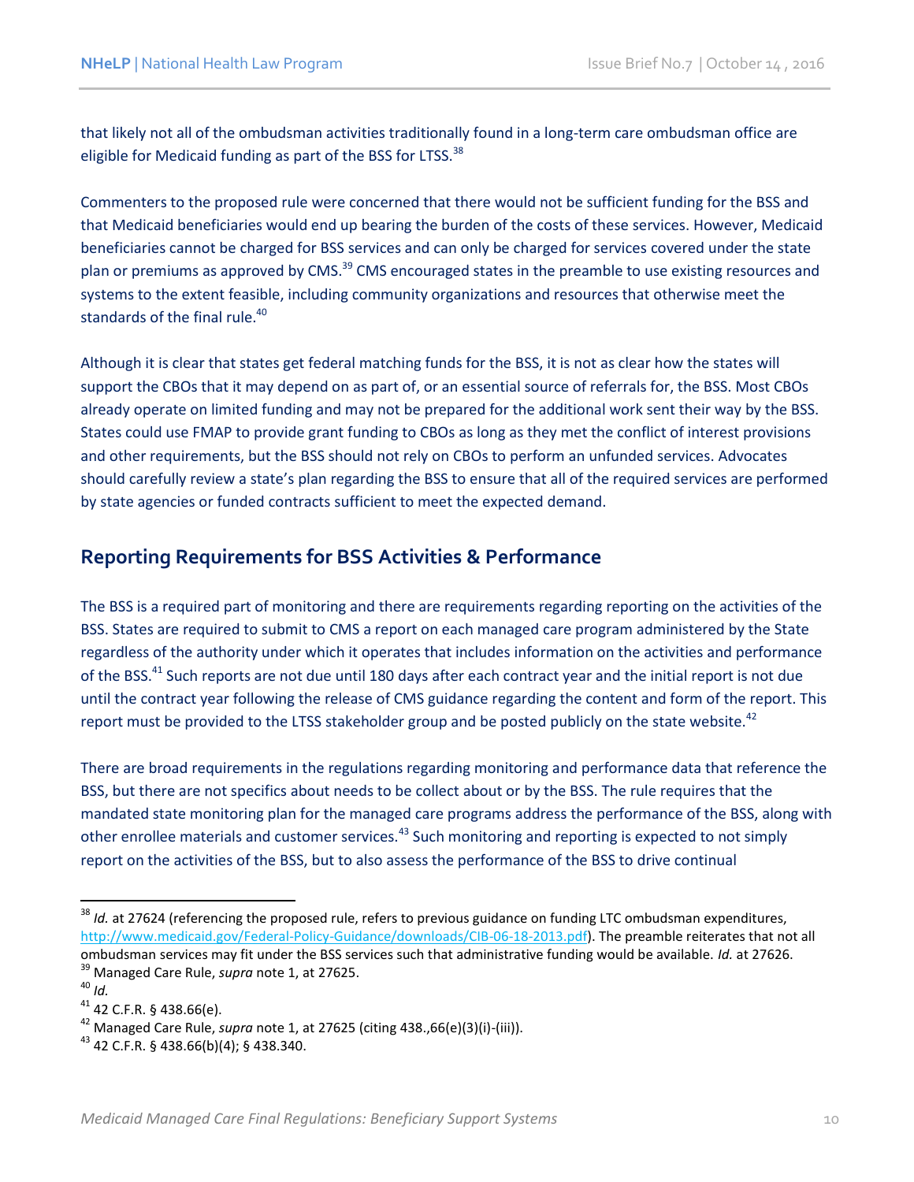that likely not all of the ombudsman activities traditionally found in a long-term care ombudsman office are eligible for Medicaid funding as part of the BSS for LTSS.[38]

Commenters to the proposed rule were concerned that there would not be sufficient funding for the BSS and that Medicaid beneficiaries would end up bearing the burden of the costs of these services. However, Medicaid beneficiaries cannot be charged for BSS services and can only be charged for services covered under the state plan or premiums as approved by CMS.[39] CMS encouraged states in the preamble to use existing resources and systems to the extent feasible, including community organizations and resources that otherwise meet the standards of the final rule.[40]

Although it is clear that states get federal matching funds for the BSS, it is not as clear how the states will support the CBOs that it may depend on as part of, or an essential source of referrals for, the BSS. Most CBOs already operate on limited funding and may not be prepared for the additional work sent their way by the BSS. States could use FMAP to provide grant funding to CBOs as long as they met the conflict of interest provisions and other requirements, but the BSS should not rely on CBOs to perform an unfunded services. Advocates should carefully review a state's plan regarding the BSS to ensure that all of the required services are performed by state agencies or funded contracts sufficient to meet the expected demand.

## Reporting Requirements for BSS Activities & Performance

The BSS is a required part of monitoring and there are requirements regarding reporting on the activities of the BSS. States are required to submit to CMS a report on each managed care program administered by the State regardless of the authority under which it operates that includes information on the activities and performance of the BSS.[41] Such reports are not due until 180 days after each contract year and the initial report is not due until the contract year following the release of CMS guidance regarding the content and form of the report. This report must be provided to the LTSS stakeholder group and be posted publicly on the state website.[42]

There are broad requirements in the regulations regarding monitoring and performance data that reference the BSS, but there are not specifics about needs to be collect about or by the BSS. The rule requires that the mandated state monitoring plan for the managed care programs address the performance of the BSS, along with other enrollee materials and customer services.[43] Such monitoring and reporting is expected to not simply report on the activities of the BSS, but to also assess the performance of the BSS to drive continual

---

[38] *Id.* at 27624 (referencing the proposed rule, refers to previous guidance on funding LTC ombudsman expenditures, http://www.medicaid.gov/Federal-Policy-Guidance/downloads/CIB-06-18-2013.pdf). The preamble reiterates that not all ombudsman services may fit under the BSS services such that administrative funding would be available. *Id.* at 27626.

[39] Managed Care Rule, *supra* note 1, at 27625.

[40] *Id.*

[41] 42 C.F.R. § 438.66(e).

[42] Managed Care Rule, *supra* note 1, at 27625 (citing 438.,66(e)(3)(i)-(iii)).

[43] 42 C.F.R. § 438.66(b)(4); § 438.340.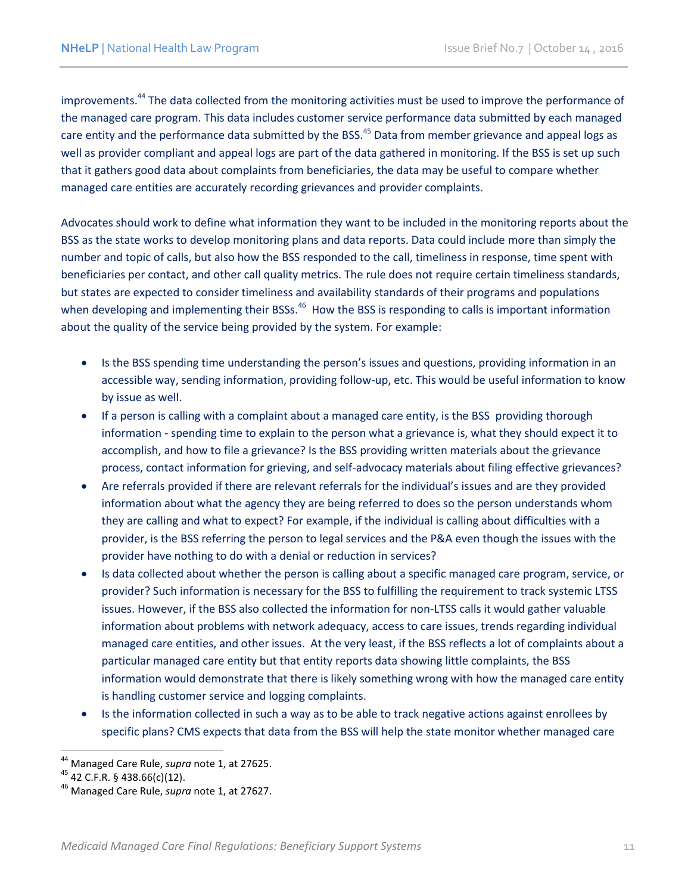improvements.[44] The data collected from the monitoring activities must be used to improve the performance of the managed care program. This data includes customer service performance data submitted by each managed care entity and the performance data submitted by the BSS.[45] Data from member grievance and appeal logs as well as provider compliant and appeal logs are part of the data gathered in monitoring. If the BSS is set up such that it gathers good data about complaints from beneficiaries, the data may be useful to compare whether managed care entities are accurately recording grievances and provider complaints.

Advocates should work to define what information they want to be included in the monitoring reports about the BSS as the state works to develop monitoring plans and data reports. Data could include more than simply the number and topic of calls, but also how the BSS responded to the call, timeliness in response, time spent with beneficiaries per contact, and other call quality metrics. The rule does not require certain timeliness standards, but states are expected to consider timeliness and availability standards of their programs and populations when developing and implementing their BSSs.[46] How the BSS is responding to calls is important information about the quality of the service being provided by the system. For example:

- Is the BSS spending time understanding the person's issues and questions, providing information in an accessible way, sending information, providing follow-up, etc. This would be useful information to know by issue as well.
- If a person is calling with a complaint about a managed care entity, is the BSS providing thorough information - spending time to explain to the person what a grievance is, what they should expect it to accomplish, and how to file a grievance? Is the BSS providing written materials about the grievance process, contact information for grieving, and self-advocacy materials about filing effective grievances?
- Are referrals provided if there are relevant referrals for the individual's issues and are they provided information about what the agency they are being referred to does so the person understands whom they are calling and what to expect? For example, if the individual is calling about difficulties with a provider, is the BSS referring the person to legal services and the P&A even though the issues with the provider have nothing to do with a denial or reduction in services?
- Is data collected about whether the person is calling about a specific managed care program, service, or provider? Such information is necessary for the BSS to fulfilling the requirement to track systemic LTSS issues. However, if the BSS also collected the information for non-LTSS calls it would gather valuable information about problems with network adequacy, access to care issues, trends regarding individual managed care entities, and other issues. At the very least, if the BSS reflects a lot of complaints about a particular managed care entity but that entity reports data showing little complaints, the BSS information would demonstrate that there is likely something wrong with how the managed care entity is handling customer service and logging complaints.
- Is the information collected in such a way as to be able to track negative actions against enrollees by specific plans? CMS expects that data from the BSS will help the state monitor whether managed care

---

[44] Managed Care Rule, *supra* note 1, at 27625.
[45] 42 C.F.R. § 438.66(c)(12).
[46] Managed Care Rule, *supra* note 1, at 27627.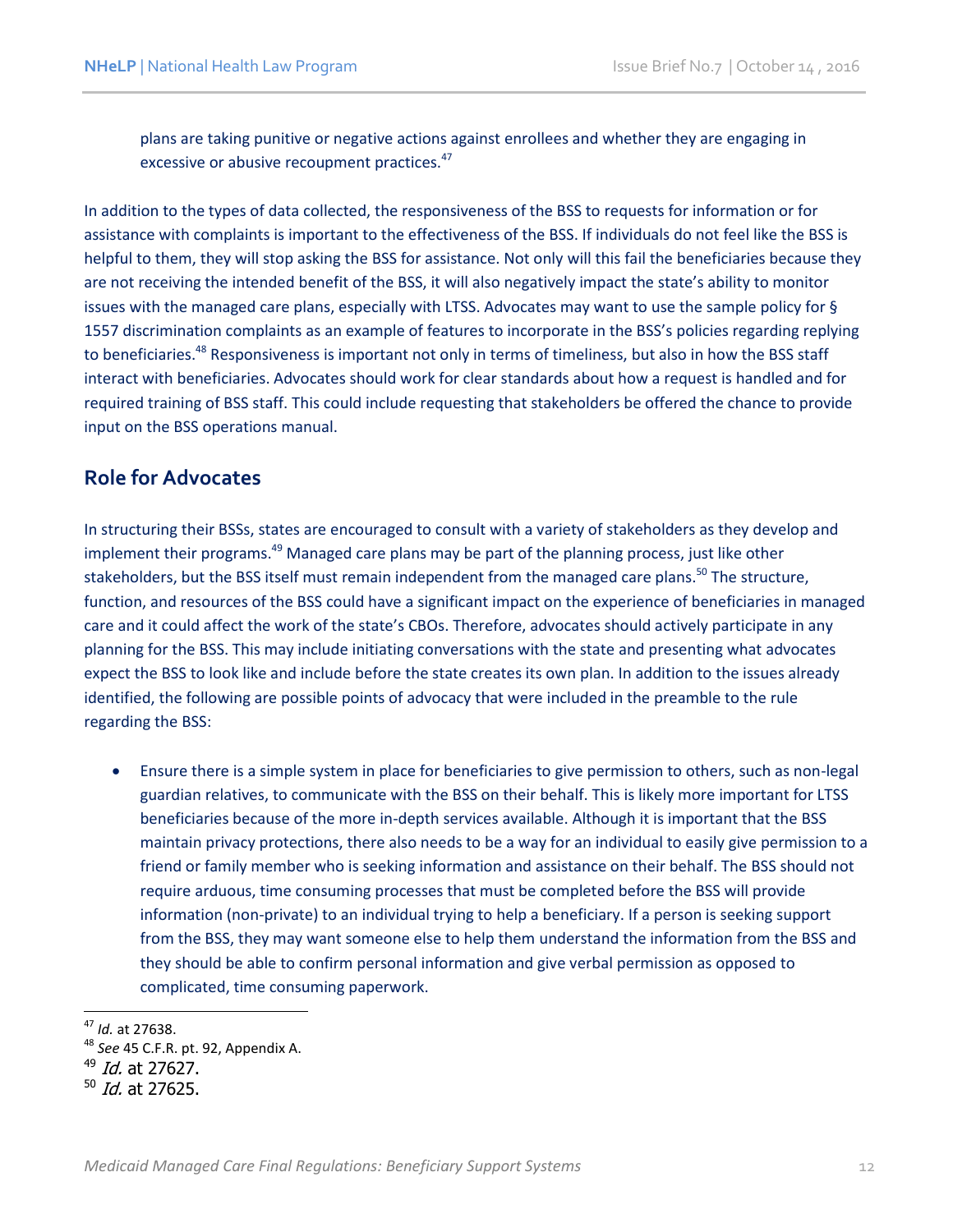plans are taking punitive or negative actions against enrollees and whether they are engaging in excessive or abusive recoupment practices.[47]

In addition to the types of data collected, the responsiveness of the BSS to requests for information or for assistance with complaints is important to the effectiveness of the BSS. If individuals do not feel like the BSS is helpful to them, they will stop asking the BSS for assistance. Not only will this fail the beneficiaries because they are not receiving the intended benefit of the BSS, it will also negatively impact the state's ability to monitor issues with the managed care plans, especially with LTSS. Advocates may want to use the sample policy for § 1557 discrimination complaints as an example of features to incorporate in the BSS's policies regarding replying to beneficiaries.[48] Responsiveness is important not only in terms of timeliness, but also in how the BSS staff interact with beneficiaries. Advocates should work for clear standards about how a request is handled and for required training of BSS staff. This could include requesting that stakeholders be offered the chance to provide input on the BSS operations manual.

## Role for Advocates

In structuring their BSSs, states are encouraged to consult with a variety of stakeholders as they develop and implement their programs.[49] Managed care plans may be part of the planning process, just like other stakeholders, but the BSS itself must remain independent from the managed care plans.[50] The structure, function, and resources of the BSS could have a significant impact on the experience of beneficiaries in managed care and it could affect the work of the state's CBOs. Therefore, advocates should actively participate in any planning for the BSS. This may include initiating conversations with the state and presenting what advocates expect the BSS to look like and include before the state creates its own plan. In addition to the issues already identified, the following are possible points of advocacy that were included in the preamble to the rule regarding the BSS:

- Ensure there is a simple system in place for beneficiaries to give permission to others, such as non-legal guardian relatives, to communicate with the BSS on their behalf. This is likely more important for LTSS beneficiaries because of the more in-depth services available. Although it is important that the BSS maintain privacy protections, there also needs to be a way for an individual to easily give permission to a friend or family member who is seeking information and assistance on their behalf. The BSS should not require arduous, time consuming processes that must be completed before the BSS will provide information (non-private) to an individual trying to help a beneficiary. If a person is seeking support from the BSS, they may want someone else to help them understand the information from the BSS and they should be able to confirm personal information and give verbal permission as opposed to complicated, time consuming paperwork.

---

[47] *Id.* at 27638.
[48] *See* 45 C.F.R. pt. 92, Appendix A.
[49] *Id.* at 27627.
[50] *Id.* at 27625.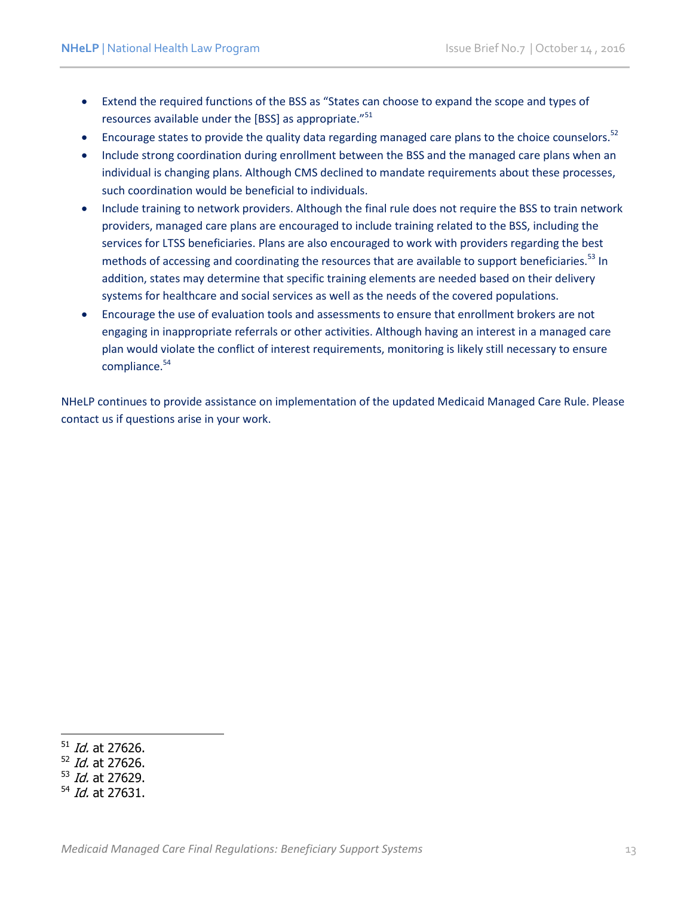- Extend the required functions of the BSS as "States can choose to expand the scope and types of resources available under the [BSS] as appropriate."[51]
- Encourage states to provide the quality data regarding managed care plans to the choice counselors.[52]
- Include strong coordination during enrollment between the BSS and the managed care plans when an individual is changing plans. Although CMS declined to mandate requirements about these processes, such coordination would be beneficial to individuals.
- Include training to network providers. Although the final rule does not require the BSS to train network providers, managed care plans are encouraged to include training related to the BSS, including the services for LTSS beneficiaries. Plans are also encouraged to work with providers regarding the best methods of accessing and coordinating the resources that are available to support beneficiaries.[53] In addition, states may determine that specific training elements are needed based on their delivery systems for healthcare and social services as well as the needs of the covered populations.
- Encourage the use of evaluation tools and assessments to ensure that enrollment brokers are not engaging in inappropriate referrals or other activities. Although having an interest in a managed care plan would violate the conflict of interest requirements, monitoring is likely still necessary to ensure compliance.[54]

NHeLP continues to provide assistance on implementation of the updated Medicaid Managed Care Rule. Please contact us if questions arise in your work.

---

[51] *Id.* at 27626.
[52] *Id.* at 27626.
[53] *Id.* at 27629.
[54] *Id.* at 27631.